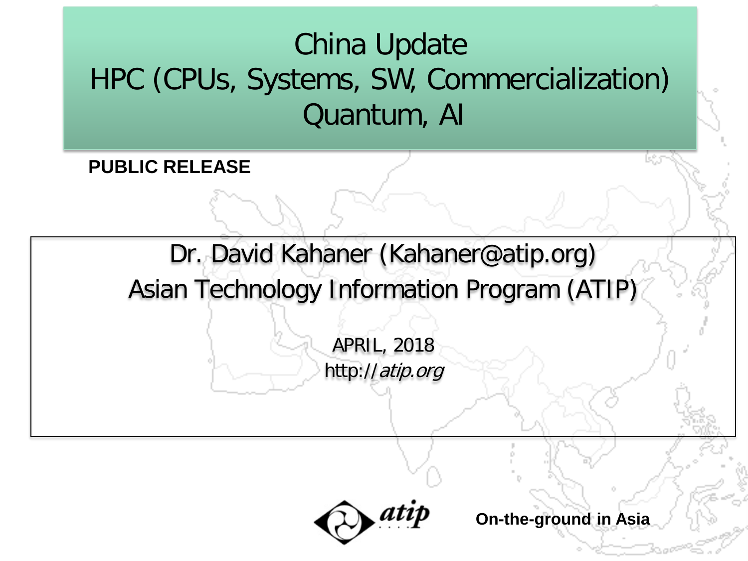# China Update
# HPC (CPUs, Systems, SW, Commercialization)
# Quantum, AI

**PUBLIC RELEASE**

Dr. David Kahaner (Kahaner@atip.org)

Asian Technology Information Program (ATIP)

APRIL, 2018

http://*atip.org*

atip

**On-the-ground in Asia**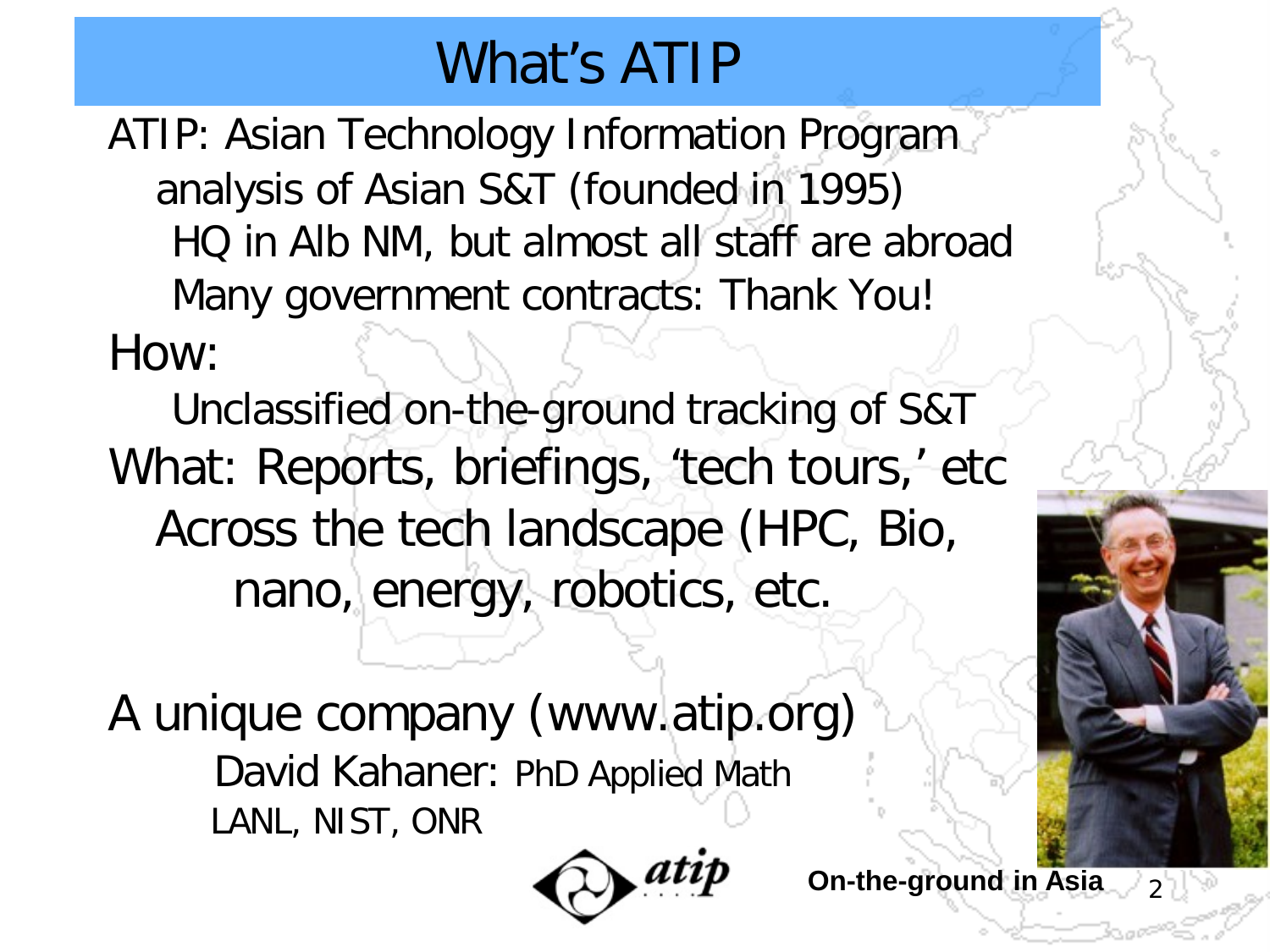# What's ATIP

ATIP: Asian Technology Information Program

- analysis of Asian S&T (founded in 1995)
  - HQ in Alb NM, but almost all staff are abroad
  - Many government contracts: Thank You!

How:

- Unclassified on-the-ground tracking of S&T

What: Reports, briefings, 'tech tours,' etc

- Across the tech landscape (HPC, Bio, nano, energy, robotics, etc.

A unique company (www.atip.org)

- David Kahaner: PhD Applied Math
  - LANL, NIST, ONR

On-the-ground in Asia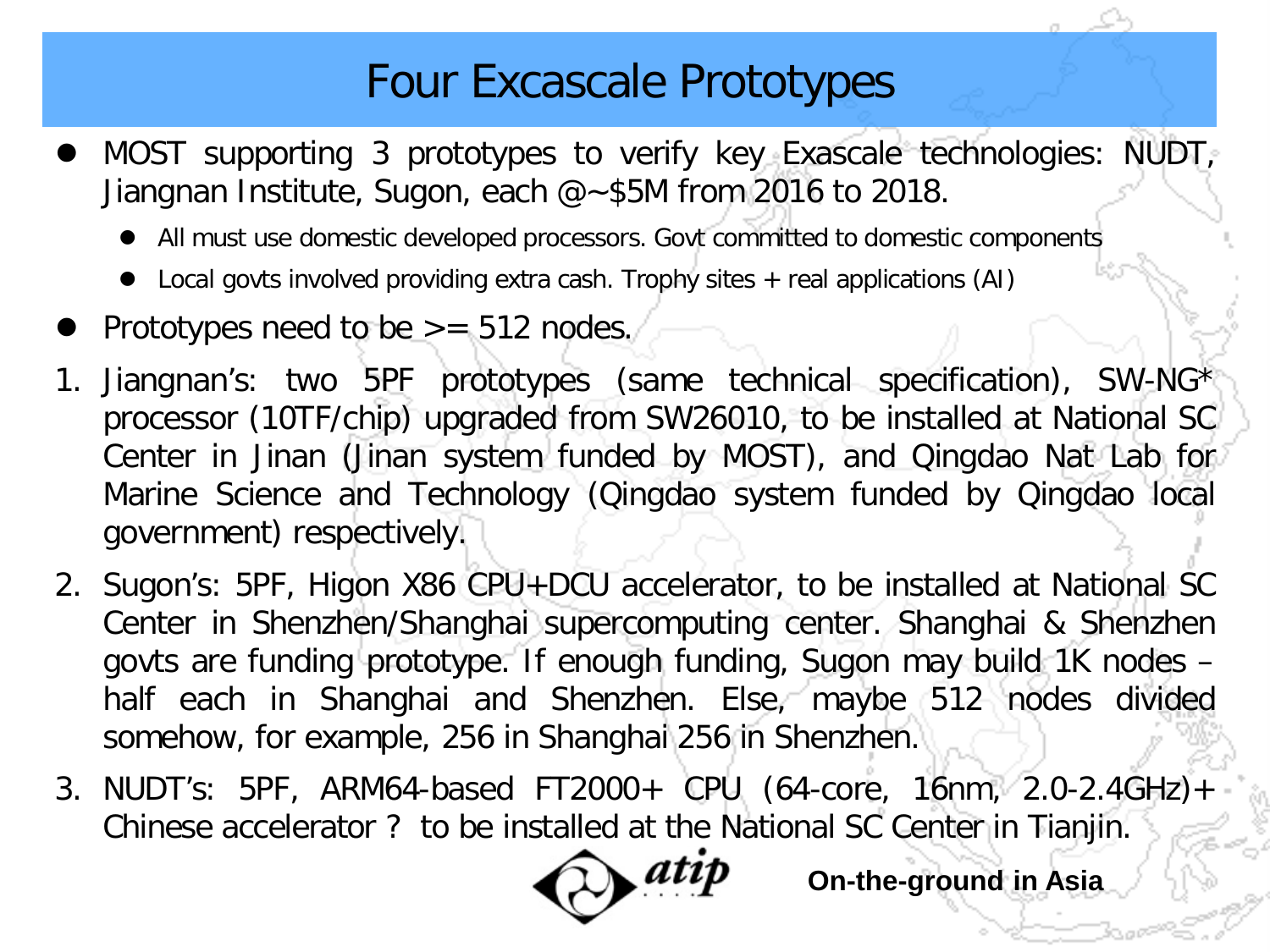# Four Excascale Prototypes

- MOST supporting 3 prototypes to verify key Exascale technologies: NUDT, Jiangnan Institute, Sugon, each @~$5M from 2016 to 2018.
  - All must use domestic developed processors. Govt committed to domestic components
  - Local govts involved providing extra cash. Trophy sites + real applications (AI)
- Prototypes need to be >= 512 nodes.

1. Jiangnan's: two 5PF prototypes (same technical specification), SW-NG* processor (10TF/chip) upgraded from SW26010, to be installed at National SC Center in Jinan (Jinan system funded by MOST), and Qingdao Nat Lab for Marine Science and Technology (Qingdao system funded by Qingdao local government) respectively.
2. Sugon's: 5PF, Higon X86 CPU+DCU accelerator, to be installed at National SC Center in Shenzhen/Shanghai supercomputing center. Shanghai & Shenzhen govts are funding prototype. If enough funding, Sugon may build 1K nodes – half each in Shanghai and Shenzhen. Else, maybe 512 nodes divided somehow, for example, 256 in Shanghai 256 in Shenzhen.
3. NUDT's: 5PF, ARM64-based FT2000+ CPU (64-core, 16nm, 2.0-2.4GHz)+ Chinese accelerator ? to be installed at the National SC Center in Tianjin.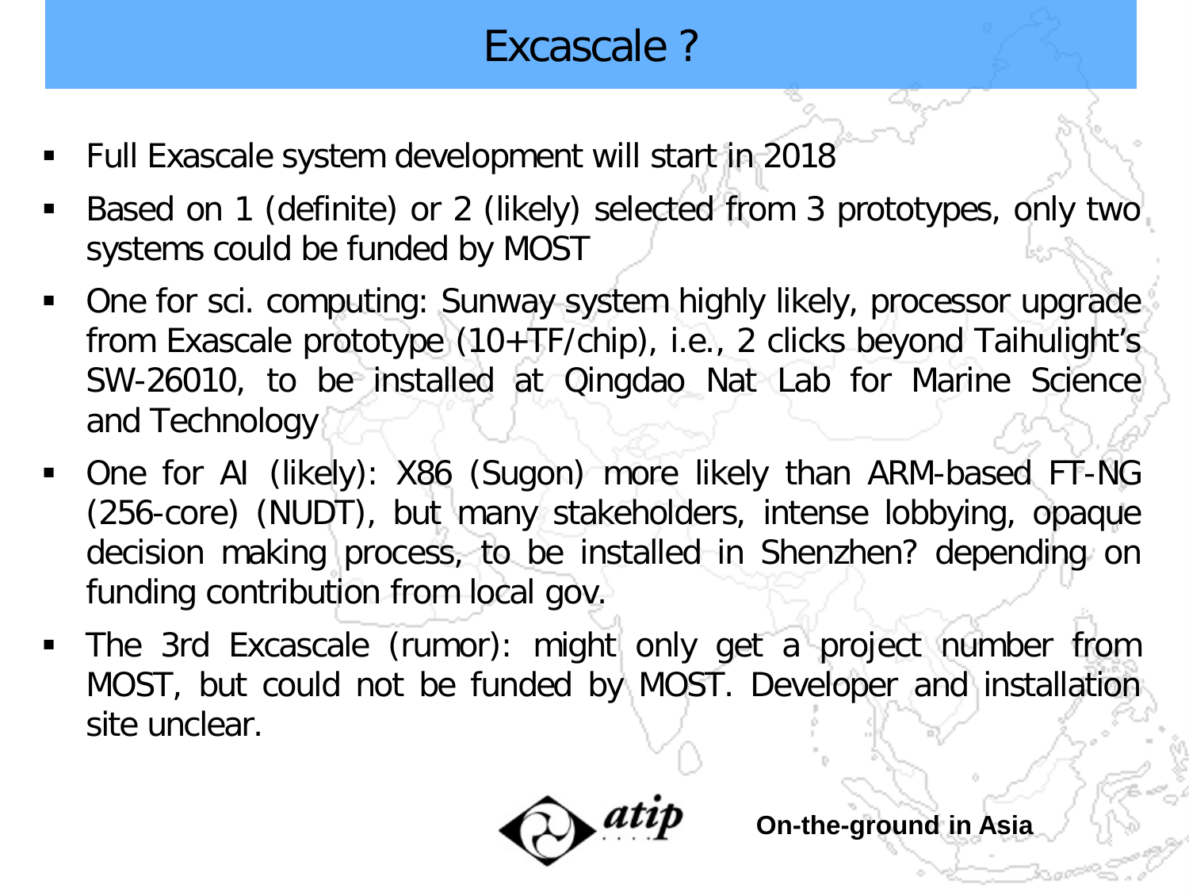# Excascale ?

- Full Exascale system development will start in 2018
- Based on 1 (definite) or 2 (likely) selected from 3 prototypes, only two systems could be funded by MOST
- One for sci. computing: Sunway system highly likely, processor upgrade from Exascale prototype (10+TF/chip), i.e., 2 clicks beyond Taihulight's SW-26010, to be installed at Qingdao Nat Lab for Marine Science and Technology
- One for AI (likely): X86 (Sugon) more likely than ARM-based FT-NG (256-core) (NUDT), but many stakeholders, intense lobbying, opaque decision making process, to be installed in Shenzhen? depending on funding contribution from local gov.
- The 3rd Excascale (rumor): might only get a project number from MOST, but could not be funded by MOST. Developer and installation site unclear.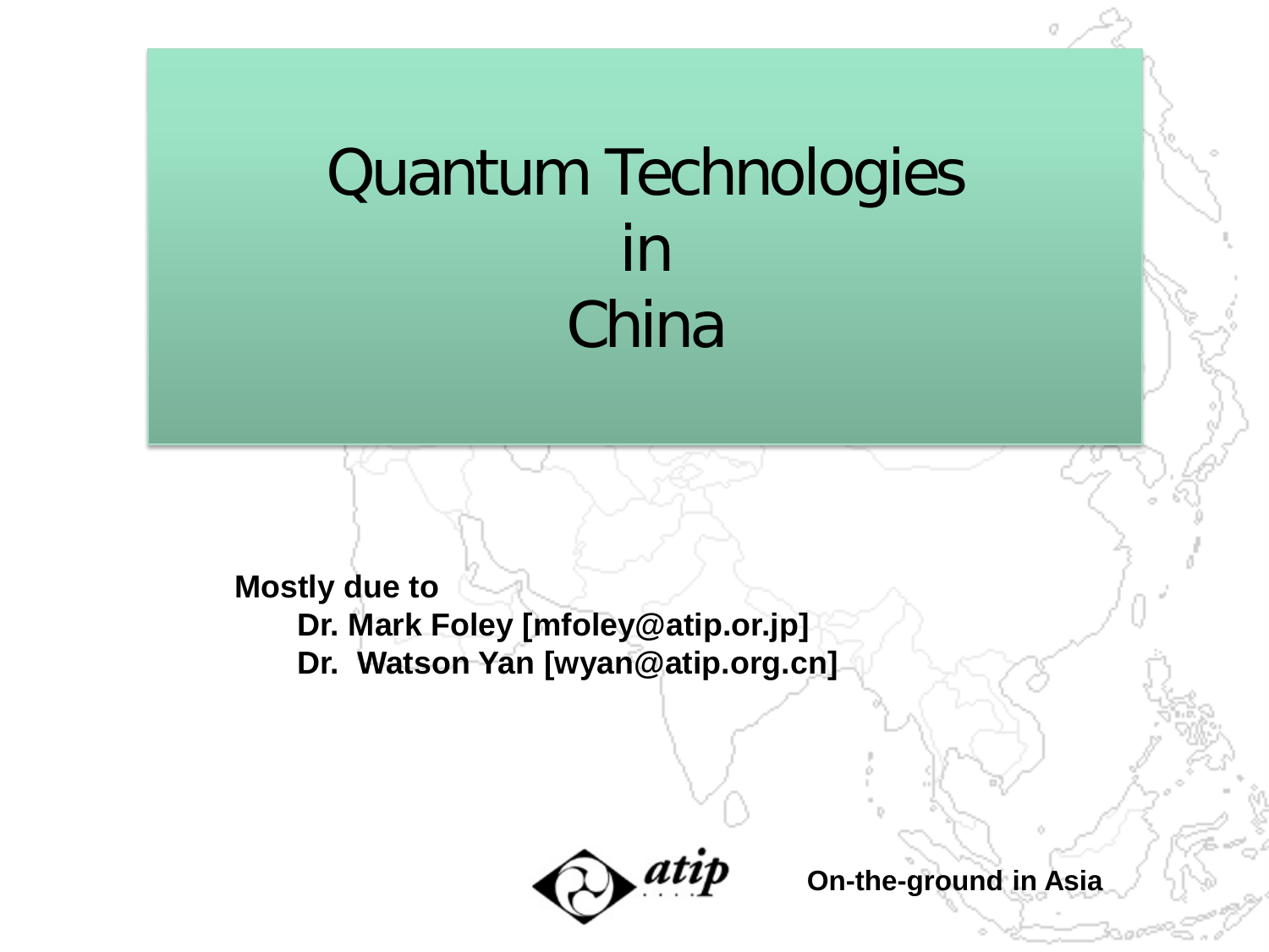# Quantum Technologies in China

**Mostly due to**

**Dr. Mark Foley [mfoley@atip.or.jp]**

**Dr. Watson Yan [wyan@atip.org.cn]**

atip

**On-the-ground in Asia**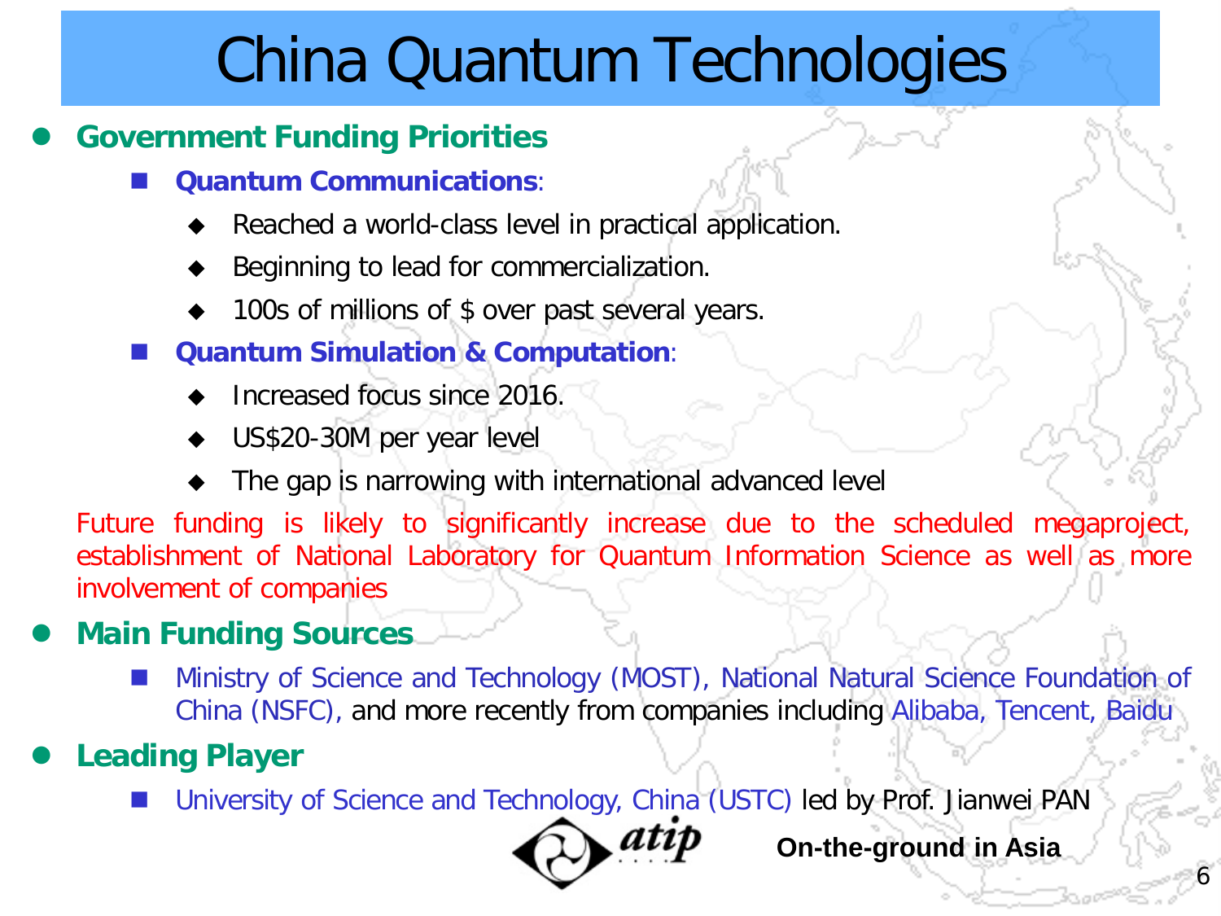# China Quantum Technologies

- **Government Funding Priorities**
  - **Quantum Communications**:
    - Reached a world-class level in practical application.
    - Beginning to lead for commercialization.
    - 100s of millions of $ over past several years.
  - **Quantum Simulation & Computation**:
    - Increased focus since 2016.
    - US$20-30M per year level
    - The gap is narrowing with international advanced level

Future funding is likely to significantly increase due to the scheduled megaproject, establishment of National Laboratory for Quantum Information Science as well as more involvement of companies

- **Main Funding Sources**
  - Ministry of Science and Technology (MOST), National Natural Science Foundation of China (NSFC), and more recently from companies including Alibaba, Tencent, Baidu
- **Leading Player**
  - University of Science and Technology, China (USTC) led by Prof. Jianwei PAN

atip **On-the-ground in Asia**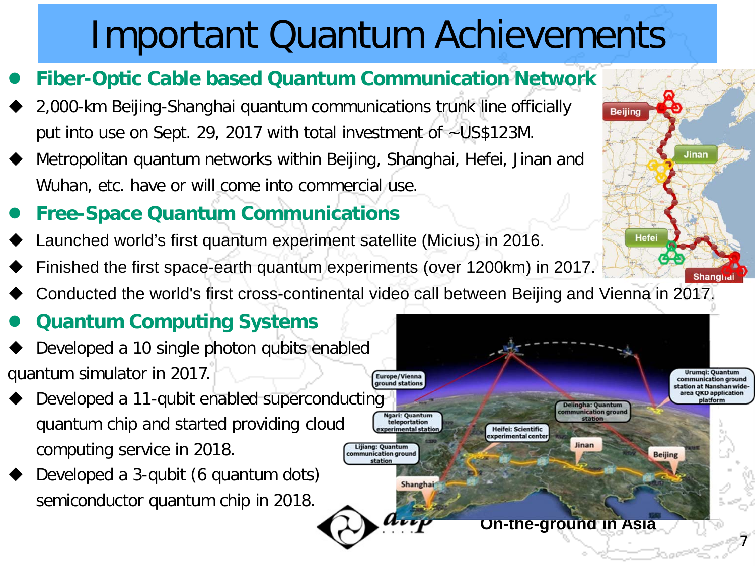# Important Quantum Achievements

- **Fiber-Optic Cable based Quantum Communication Network**
  - 2,000-km Beijing-Shanghai quantum communications trunk line officially put into use on Sept. 29, 2017 with total investment of ~US$123M.
  - Metropolitan quantum networks within Beijing, Shanghai, Hefei, Jinan and Wuhan, etc. have or will come into commercial use.
- **Free-Space Quantum Communications**
  - Launched world's first quantum experiment satellite (Micius) in 2016.
  - Finished the first space-earth quantum experiments (over 1200km) in 2017.
  - Conducted the world's first cross-continental video call between Beijing and Vienna in 2017.
- **Quantum Computing Systems**
  - Developed a 10 single photon qubits enabled quantum simulator in 2017.
  - Developed a 11-qubit enabled superconducting quantum chip and started providing cloud computing service in 2018.
  - Developed a 3-qubit (6 quantum dots) semiconductor quantum chip in 2018.

On-the-ground in Asia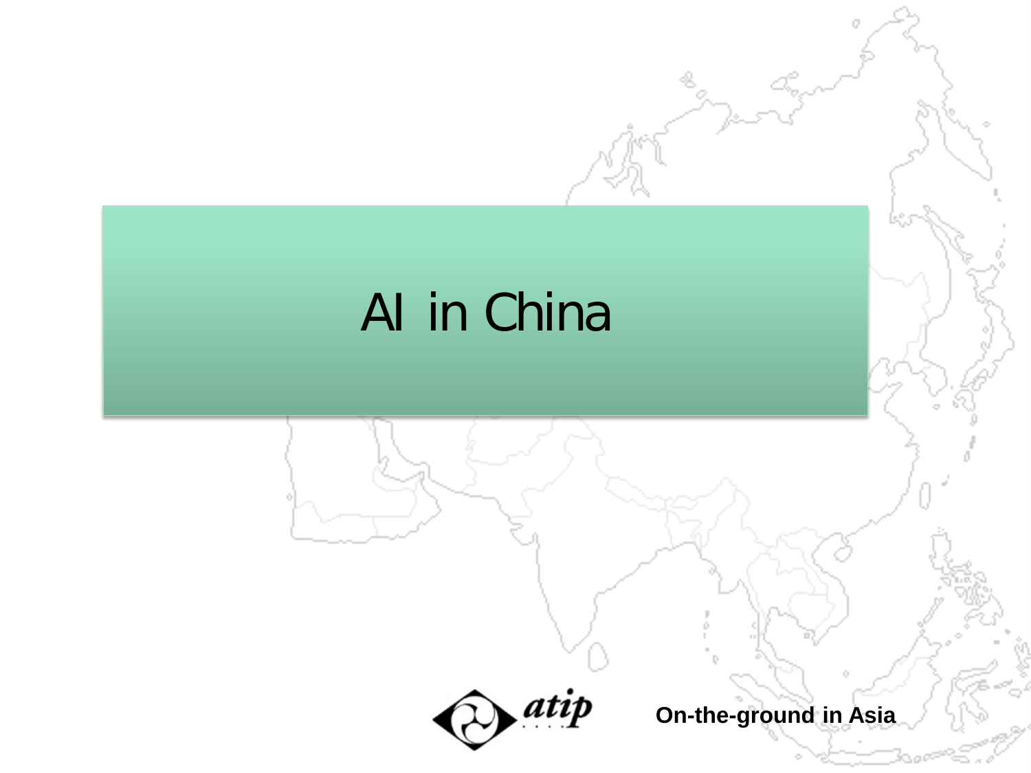# AI in China

atip

**On-the-ground in Asia**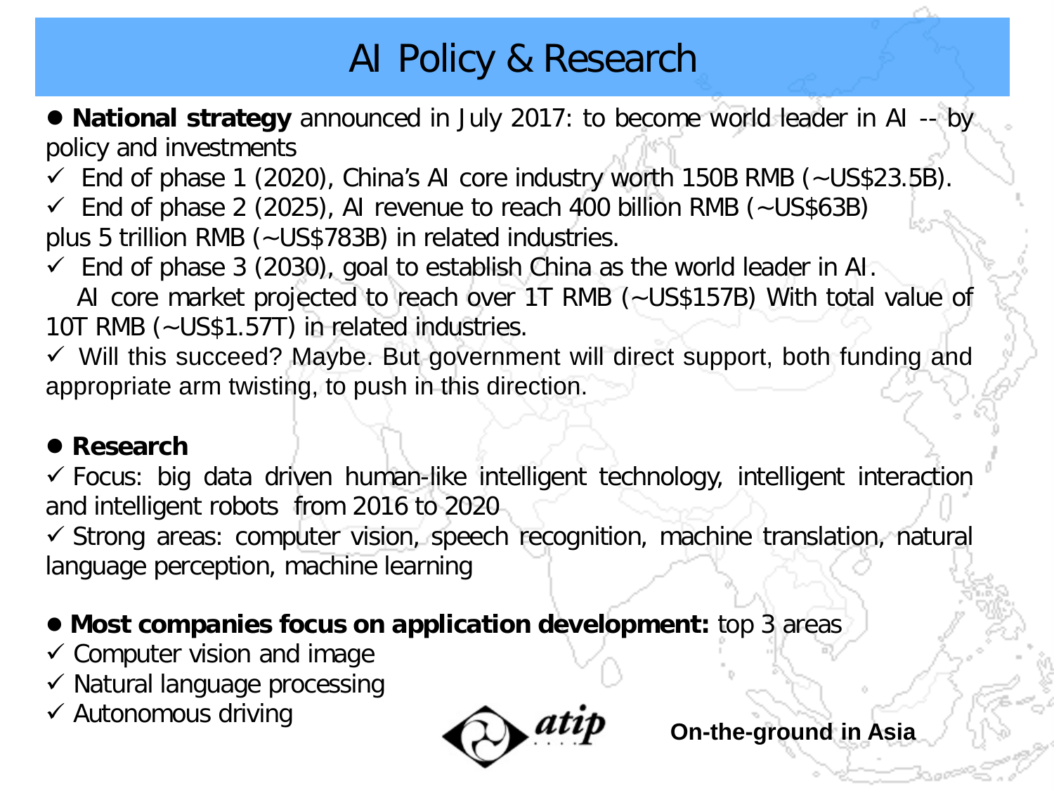# AI Policy & Research

- **National strategy** announced in July 2017: to become world leader in AI -- by policy and investments
  - ✓ End of phase 1 (2020), China's AI core industry worth 150B RMB (~US$23.5B).
  - ✓ End of phase 2 (2025), AI revenue to reach 400 billion RMB (~US$63B) plus 5 trillion RMB (~US$783B) in related industries.
  - ✓ End of phase 3 (2030), goal to establish China as the world leader in AI. AI core market projected to reach over 1T RMB (~US$157B) With total value of 10T RMB (~US$1.57T) in related industries.
  - ✓ Will this succeed? Maybe. But government will direct support, both funding and appropriate arm twisting, to push in this direction.

- **Research**
  - ✓ Focus: big data driven human-like intelligent technology, intelligent interaction and intelligent robots from 2016 to 2020
  - ✓ Strong areas: computer vision, speech recognition, machine translation, natural language perception, machine learning

- **Most companies focus on application development:** top 3 areas
  - ✓ Computer vision and image
  - ✓ Natural language processing
  - ✓ Autonomous driving

atip — **On-the-ground in Asia**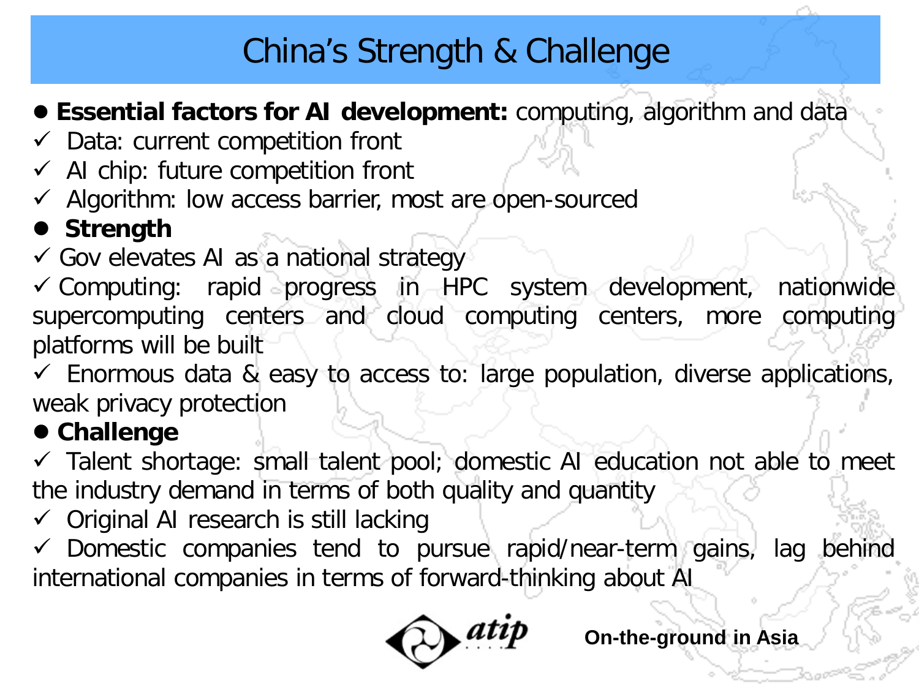# China's Strength & Challenge

- **Essential factors for AI development:** computing, algorithm and data
  - ✓ Data: current competition front
  - ✓ AI chip: future competition front
  - ✓ Algorithm: low access barrier, most are open-sourced
- **Strength**
  - ✓ Gov elevates AI as a national strategy
  - ✓ Computing: rapid progress in HPC system development, nationwide supercomputing centers and cloud computing centers, more computing platforms will be built
  - ✓ Enormous data & easy to access to: large population, diverse applications, weak privacy protection
- **Challenge**
  - ✓ Talent shortage: small talent pool; domestic AI education not able to meet the industry demand in terms of both quality and quantity
  - ✓ Original AI research is still lacking
  - ✓ Domestic companies tend to pursue rapid/near-term gains, lag behind international companies in terms of forward-thinking about AI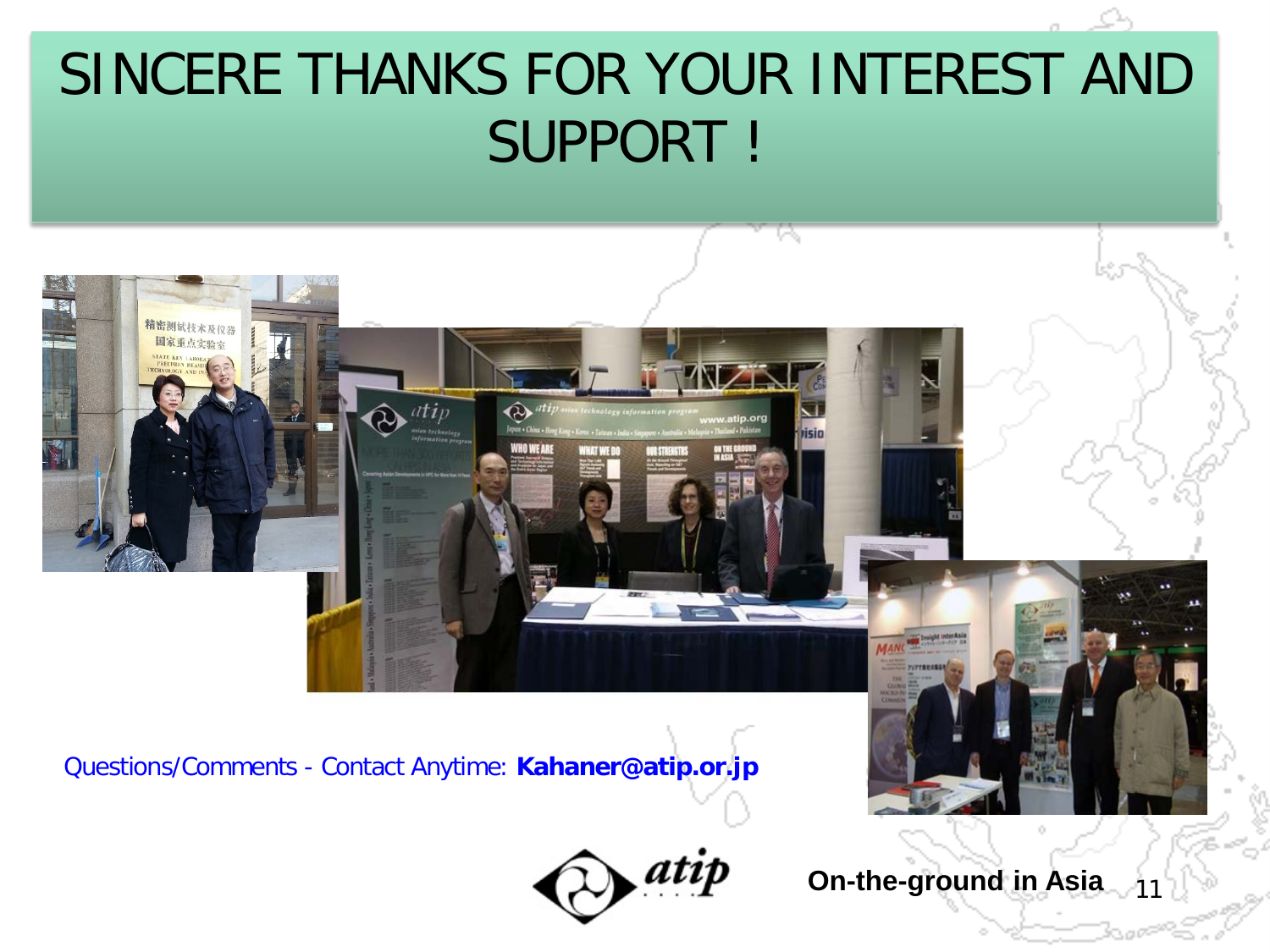# SINCERE THANKS FOR YOUR INTEREST AND SUPPORT !

Questions/Comments - Contact Anytime: **Kahaner@atip.or.jp**

**On-the-ground in Asia**